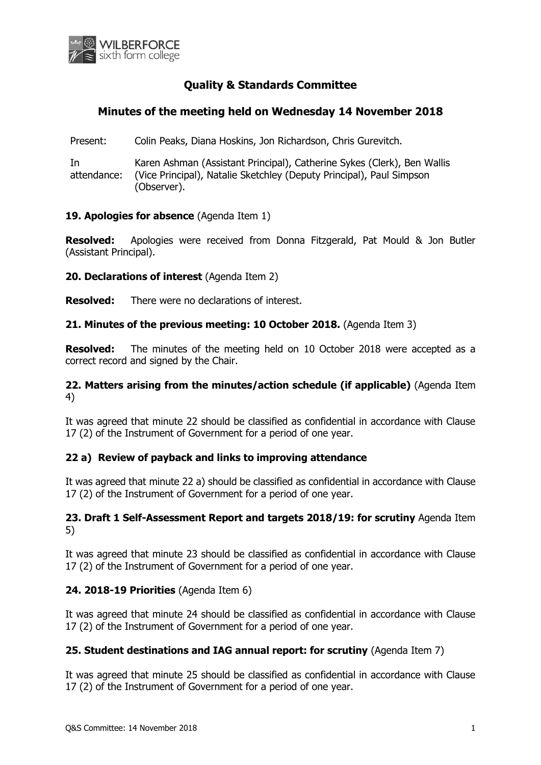# Quality & Standards Committee

## Minutes of the meeting held on Wednesday 14 November 2018

| | |
|---|---|
| Present: | Colin Peaks, Diana Hoskins, Jon Richardson, Chris Gurevitch. |
| In attendance: | Karen Ashman (Assistant Principal), Catherine Sykes (Clerk), Ben Wallis (Vice Principal), Natalie Sketchley (Deputy Principal), Paul Simpson (Observer). |

**19. Apologies for absence** (Agenda Item 1)

**Resolved:** Apologies were received from Donna Fitzgerald, Pat Mould & Jon Butler (Assistant Principal).

**20. Declarations of interest** (Agenda Item 2)

**Resolved:** There were no declarations of interest.

**21. Minutes of the previous meeting: 10 October 2018.** (Agenda Item 3)

**Resolved:** The minutes of the meeting held on 10 October 2018 were accepted as a correct record and signed by the Chair.

**22. Matters arising from the minutes/action schedule (if applicable)** (Agenda Item 4)

It was agreed that minute 22 should be classified as confidential in accordance with Clause 17 (2) of the Instrument of Government for a period of one year.

**22 a) Review of payback and links to improving attendance**

It was agreed that minute 22 a) should be classified as confidential in accordance with Clause 17 (2) of the Instrument of Government for a period of one year.

**23. Draft 1 Self-Assessment Report and targets 2018/19: for scrutiny** Agenda Item 5)

It was agreed that minute 23 should be classified as confidential in accordance with Clause 17 (2) of the Instrument of Government for a period of one year.

**24. 2018-19 Priorities** (Agenda Item 6)

It was agreed that minute 24 should be classified as confidential in accordance with Clause 17 (2) of the Instrument of Government for a period of one year.

**25. Student destinations and IAG annual report: for scrutiny** (Agenda Item 7)

It was agreed that minute 25 should be classified as confidential in accordance with Clause 17 (2) of the Instrument of Government for a period of one year.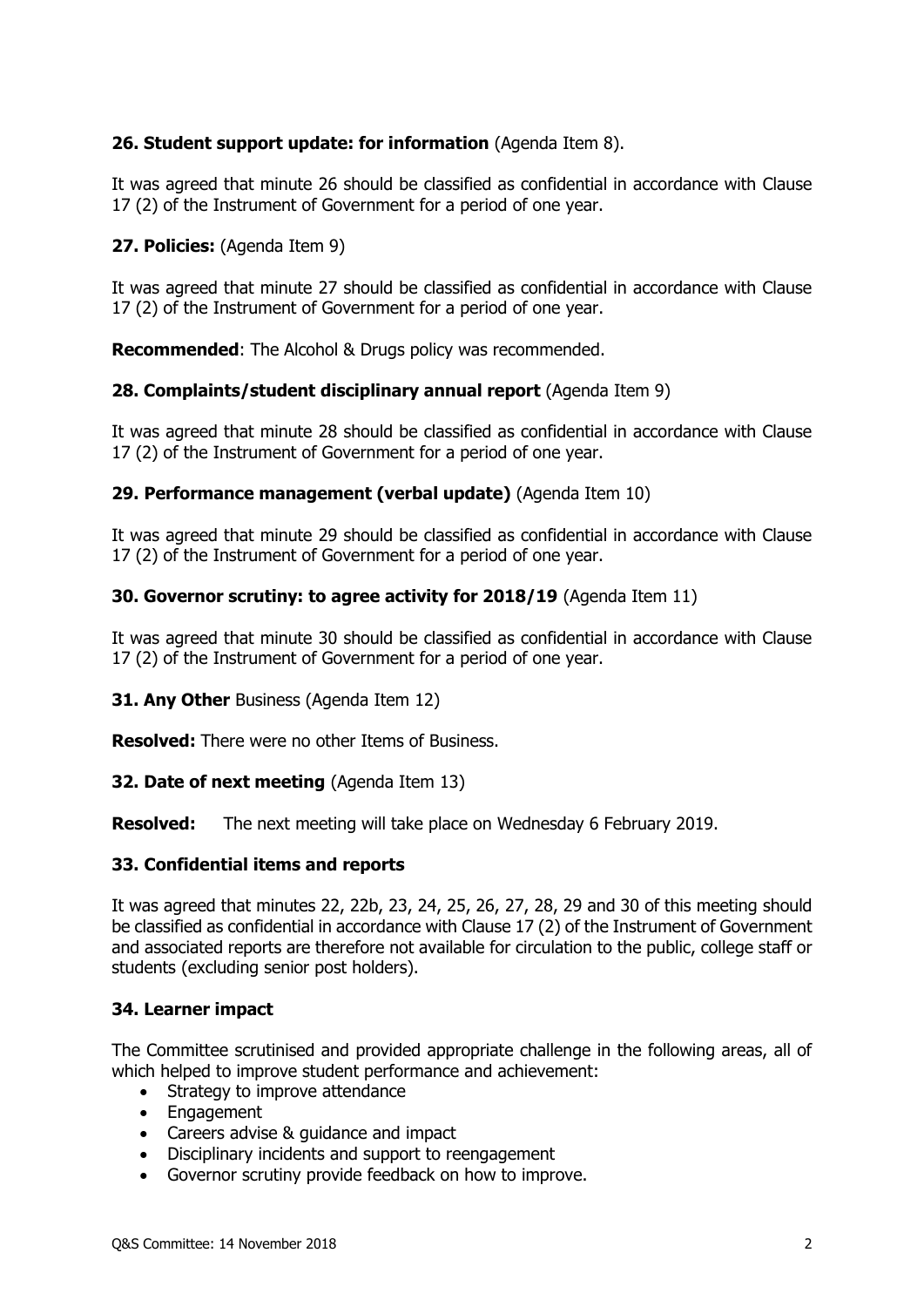**26. Student support update: for information** (Agenda Item 8).

It was agreed that minute 26 should be classified as confidential in accordance with Clause 17 (2) of the Instrument of Government for a period of one year.

**27. Policies:** (Agenda Item 9)

It was agreed that minute 27 should be classified as confidential in accordance with Clause 17 (2) of the Instrument of Government for a period of one year.

**Recommended**: The Alcohol & Drugs policy was recommended.

**28. Complaints/student disciplinary annual report** (Agenda Item 9)

It was agreed that minute 28 should be classified as confidential in accordance with Clause 17 (2) of the Instrument of Government for a period of one year.

**29. Performance management (verbal update)** (Agenda Item 10)

It was agreed that minute 29 should be classified as confidential in accordance with Clause 17 (2) of the Instrument of Government for a period of one year.

**30. Governor scrutiny: to agree activity for 2018/19** (Agenda Item 11)

It was agreed that minute 30 should be classified as confidential in accordance with Clause 17 (2) of the Instrument of Government for a period of one year.

**31. Any Other** Business (Agenda Item 12)

**Resolved:** There were no other Items of Business.

**32. Date of next meeting** (Agenda Item 13)

**Resolved:** The next meeting will take place on Wednesday 6 February 2019.

**33. Confidential items and reports**

It was agreed that minutes 22, 22b, 23, 24, 25, 26, 27, 28, 29 and 30 of this meeting should be classified as confidential in accordance with Clause 17 (2) of the Instrument of Government and associated reports are therefore not available for circulation to the public, college staff or students (excluding senior post holders).

**34. Learner impact**

The Committee scrutinised and provided appropriate challenge in the following areas, all of which helped to improve student performance and achievement:

- Strategy to improve attendance
- Engagement
- Careers advise & guidance and impact
- Disciplinary incidents and support to reengagement
- Governor scrutiny provide feedback on how to improve.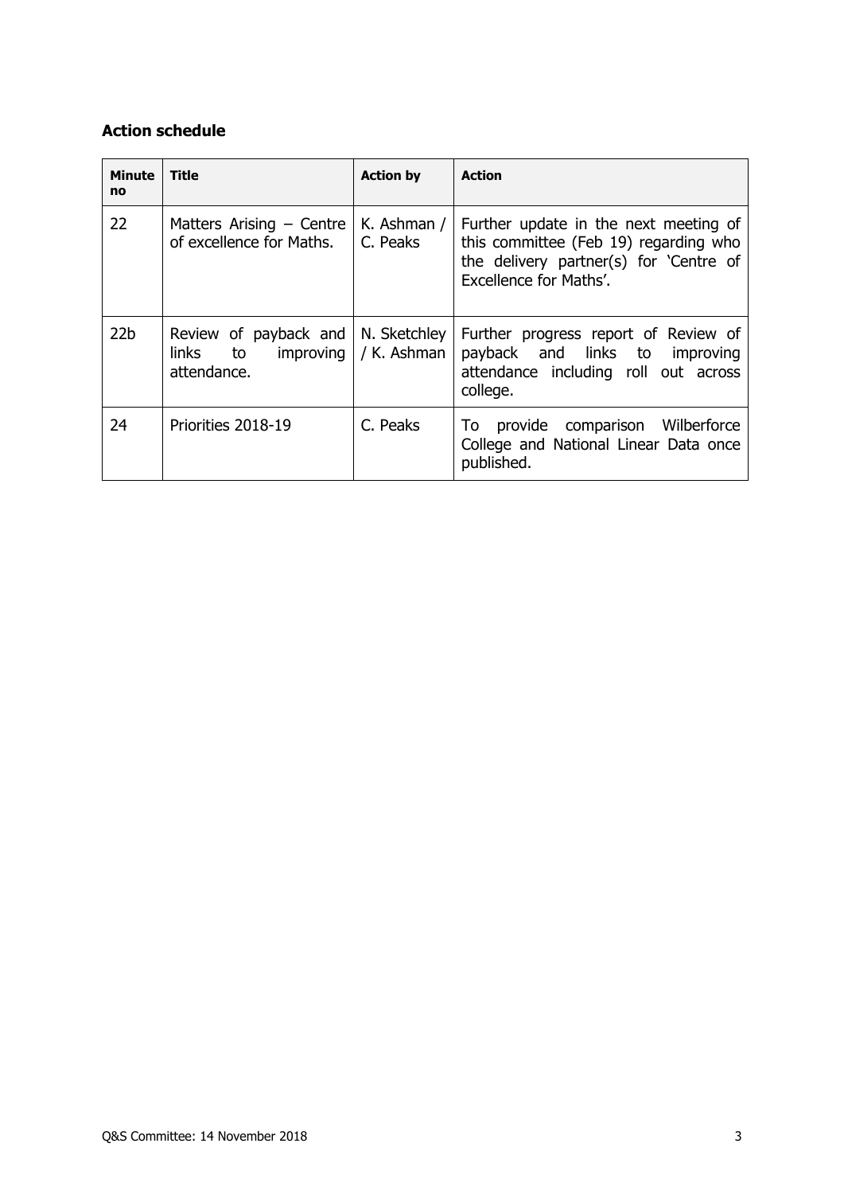### Action schedule

| Minute no | Title | Action by | Action |
|---|---|---|---|
| 22 | Matters Arising – Centre of excellence for Maths. | K. Ashman / C. Peaks | Further update in the next meeting of this committee (Feb 19) regarding who the delivery partner(s) for 'Centre of Excellence for Maths'. |
| 22b | Review of payback and links to improving attendance. | N. Sketchley / K. Ashman | Further progress report of Review of payback and links to improving attendance including roll out across college. |
| 24 | Priorities 2018-19 | C. Peaks | To provide comparison Wilberforce College and National Linear Data once published. |